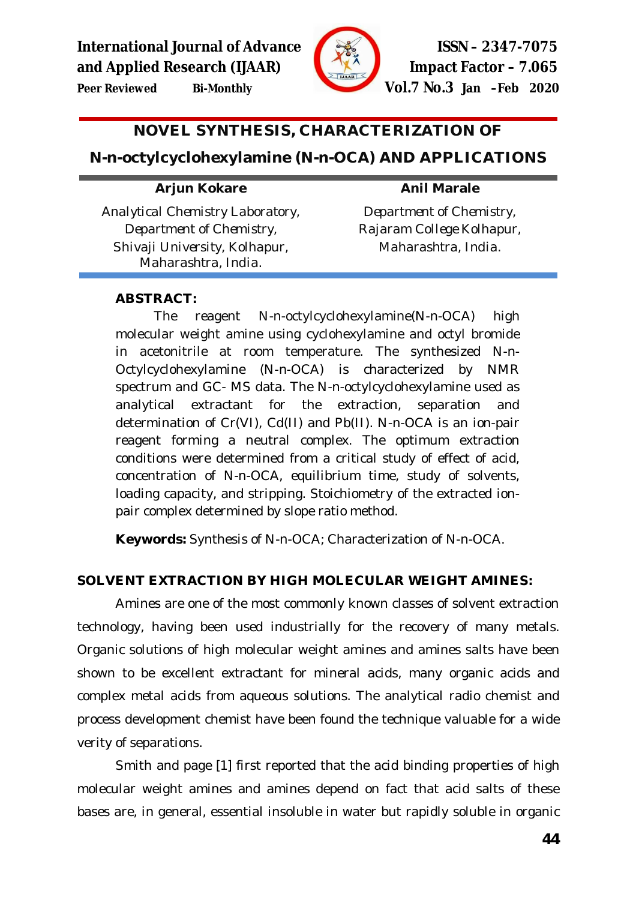# NOVEL SYNTHESIS, CHARACTERIZATION OF N-n-octylcyclohexylamine (N-n-OCA) AND APPLICATIONS

**Arjun Kokare**
Analytical Chemistry Laboratory,
Department of Chemistry,
Shivaji University, Kolhapur,
Maharashtra, India.

**Anil Marale**
Department of Chemistry,
Rajaram College Kolhapur,
Maharashtra, India.

**ABSTRACT:**

The reagent N-n-octylcyclohexylamine(N-n-OCA) high molecular weight amine using cyclohexylamine and octyl bromide in acetonitrile at room temperature. The synthesized N-n-Octylcyclohexylamine (N-n-OCA) is characterized by NMR spectrum and GC- MS data. The N-n-octylcyclohexylamine used as analytical extractant for the extraction, separation and determination of Cr(VI), Cd(II) and Pb(II). N-n-OCA is an ion-pair reagent forming a neutral complex. The optimum extraction conditions were determined from a critical study of effect of acid, concentration of N-n-OCA, equilibrium time, study of solvents, loading capacity, and stripping. Stoichiometry of the extracted ion-pair complex determined by slope ratio method.

**Keywords:** Synthesis of N-n-OCA; Characterization of N-n-OCA.

## SOLVENT EXTRACTION BY HIGH MOLECULAR WEIGHT AMINES:

Amines are one of the most commonly known classes of solvent extraction technology, having been used industrially for the recovery of many metals. Organic solutions of high molecular weight amines and amines salts have been shown to be excellent extractant for mineral acids, many organic acids and complex metal acids from aqueous solutions. The analytical radio chemist and process development chemist have been found the technique valuable for a wide verity of separations.

Smith and page [1] first reported that the acid binding properties of high molecular weight amines and amines depend on fact that acid salts of these bases are, in general, essential insoluble in water but rapidly soluble in organic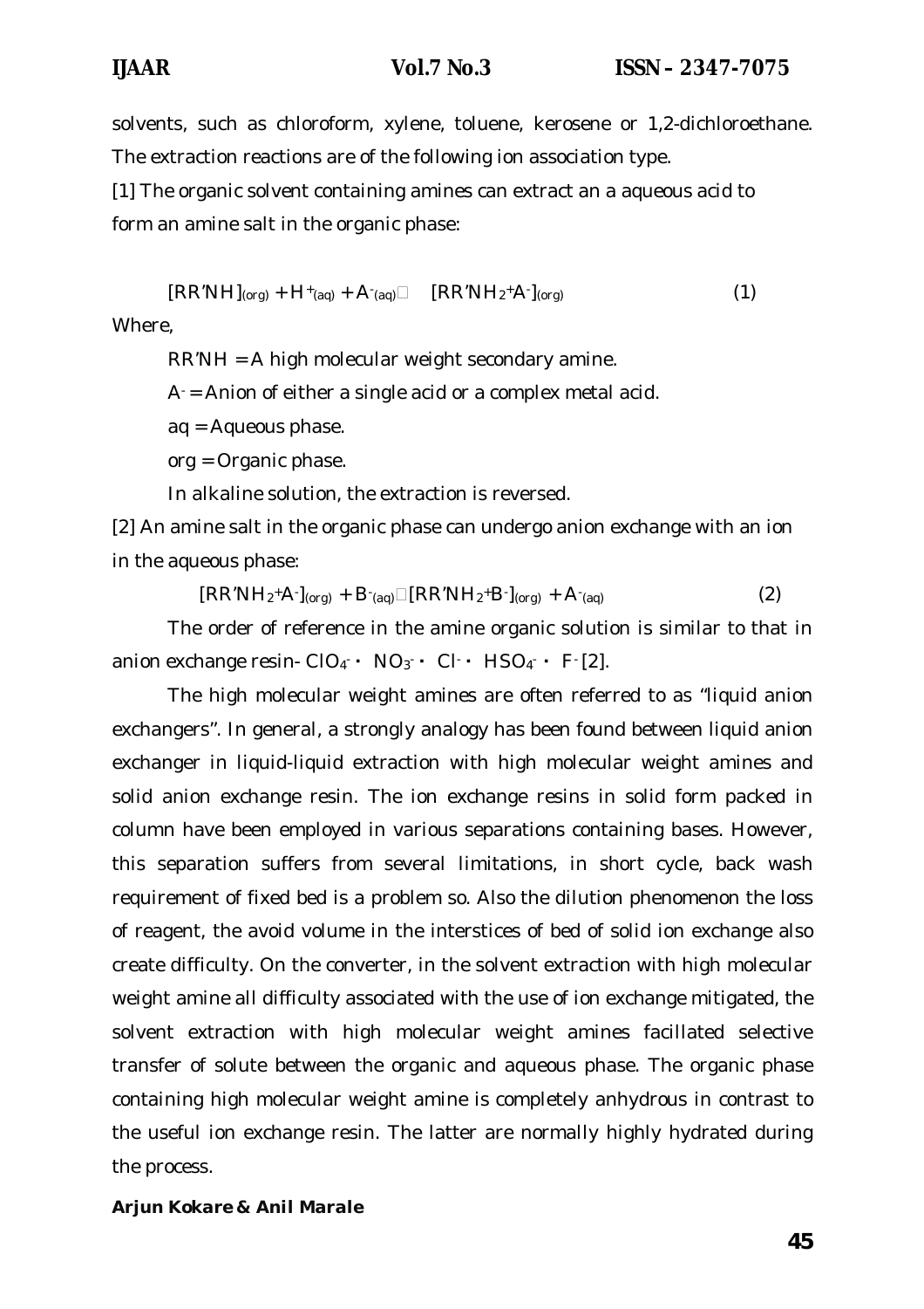solvents, such as chloroform, xylene, toluene, kerosene or 1,2-dichloroethane. The extraction reactions are of the following ion association type.

[1] The organic solvent containing amines can extract an a aqueous acid to form an amine salt in the organic phase:

$$[RR'NH]_{(org)} + H^{+}_{(aq)} + A^{-}_{(aq)} \rightleftharpoons [RR'NH_2^{+}A^{-}]_{(org)} \quad (1)$$

Where,

RR'NH = A high molecular weight secondary amine.

$A^-$ = Anion of either a single acid or a complex metal acid.

aq = Aqueous phase.

org = Organic phase.

In alkaline solution, the extraction is reversed.

[2] An amine salt in the organic phase can undergo anion exchange with an ion in the aqueous phase:

$$[RR'NH_2^{+}A^{-}]_{(org)} + B^{-}_{(aq)} \rightleftharpoons [RR'NH_2^{+}B^{-}]_{(org)} + A^{-}_{(aq)} \quad (2)$$

The order of reference in the amine organic solution is similar to that in anion exchange resin- $ClO_4^- > NO_3^- > Cl^- > HSO_4^- > F^-$ [2].

The high molecular weight amines are often referred to as "liquid anion exchangers". In general, a strongly analogy has been found between liquid anion exchanger in liquid-liquid extraction with high molecular weight amines and solid anion exchange resin. The ion exchange resins in solid form packed in column have been employed in various separations containing bases. However, this separation suffers from several limitations, in short cycle, back wash requirement of fixed bed is a problem so. Also the dilution phenomenon the loss of reagent, the avoid volume in the interstices of bed of solid ion exchange also create difficulty. On the converter, in the solvent extraction with high molecular weight amine all difficulty associated with the use of ion exchange mitigated, the solvent extraction with high molecular weight amines facillated selective transfer of solute between the organic and aqueous phase. The organic phase containing high molecular weight amine is completely anhydrous in contrast to the useful ion exchange resin. The latter are normally highly hydrated during the process.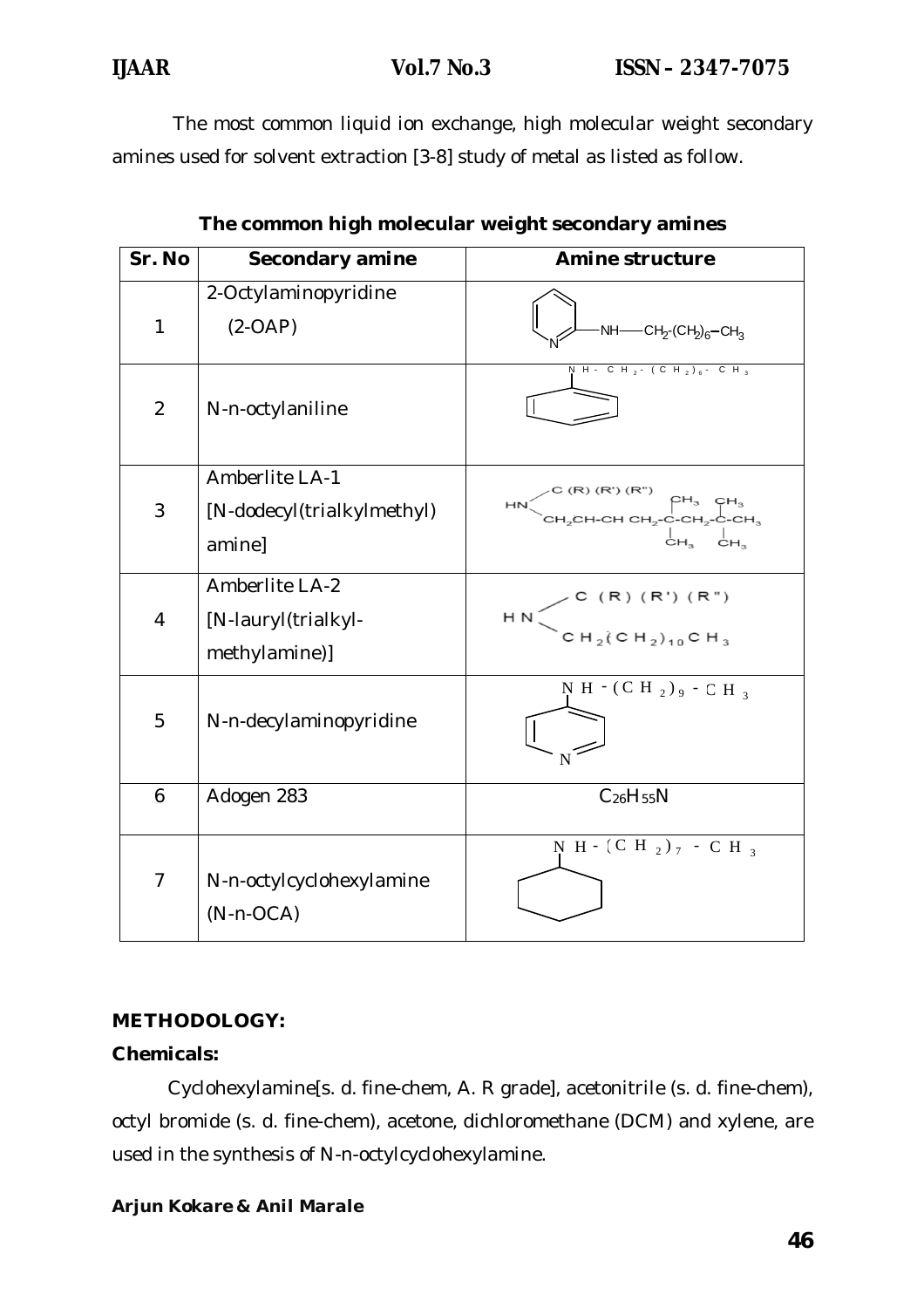The most common liquid ion exchange, high molecular weight secondary amines used for solvent extraction [3-8] study of metal as listed as follow.

**The common high molecular weight secondary amines**

| Sr. No | Secondary amine | Amine structure |
|---|---|---|
| 1 | 2-Octylaminopyridine (2-OAP) | Pyridine–NH–$CH_2$-$(CH_2)_6$–$CH_3$ |
| 2 | N-n-octylaniline | Benzene–NH-$CH_2$-$(CH_2)_6$-$CH_3$ |
| 3 | Amberlite LA-1 [N-dodecyl(trialkylmethyl) amine] | HN(C(R)(R')(R''))($CH_2$CH-CH $CH_2$-C($CH_3$)($CH_3$)-$CH_2$-C($CH_3$)($CH_3$)-$CH_3$) |
| 4 | Amberlite LA-2 [N-lauryl(trialkyl-methylamine)] | HN(C(R)(R')(R''))($CH_2$$(CH_2)_{10}$$CH_3$) |
| 5 | N-n-decylaminopyridine | Pyridine–NH-$(CH_2)_9$-$CH_3$ |
| 6 | Adogen 283 | $C_{26}H_{55}N$ |
| 7 | N-n-octylcyclohexylamine (N-n-OCA) | Cyclohexane–NH-$(CH_2)_7$-$CH_3$ |

**METHODOLOGY:**

**Chemicals:**

Cyclohexylamine[s. d. fine-chem, A. R grade], acetonitrile (s. d. fine-chem), octyl bromide (s. d. fine-chem), acetone, dichloromethane (DCM) and xylene, are used in the synthesis of N-n-octylcyclohexylamine.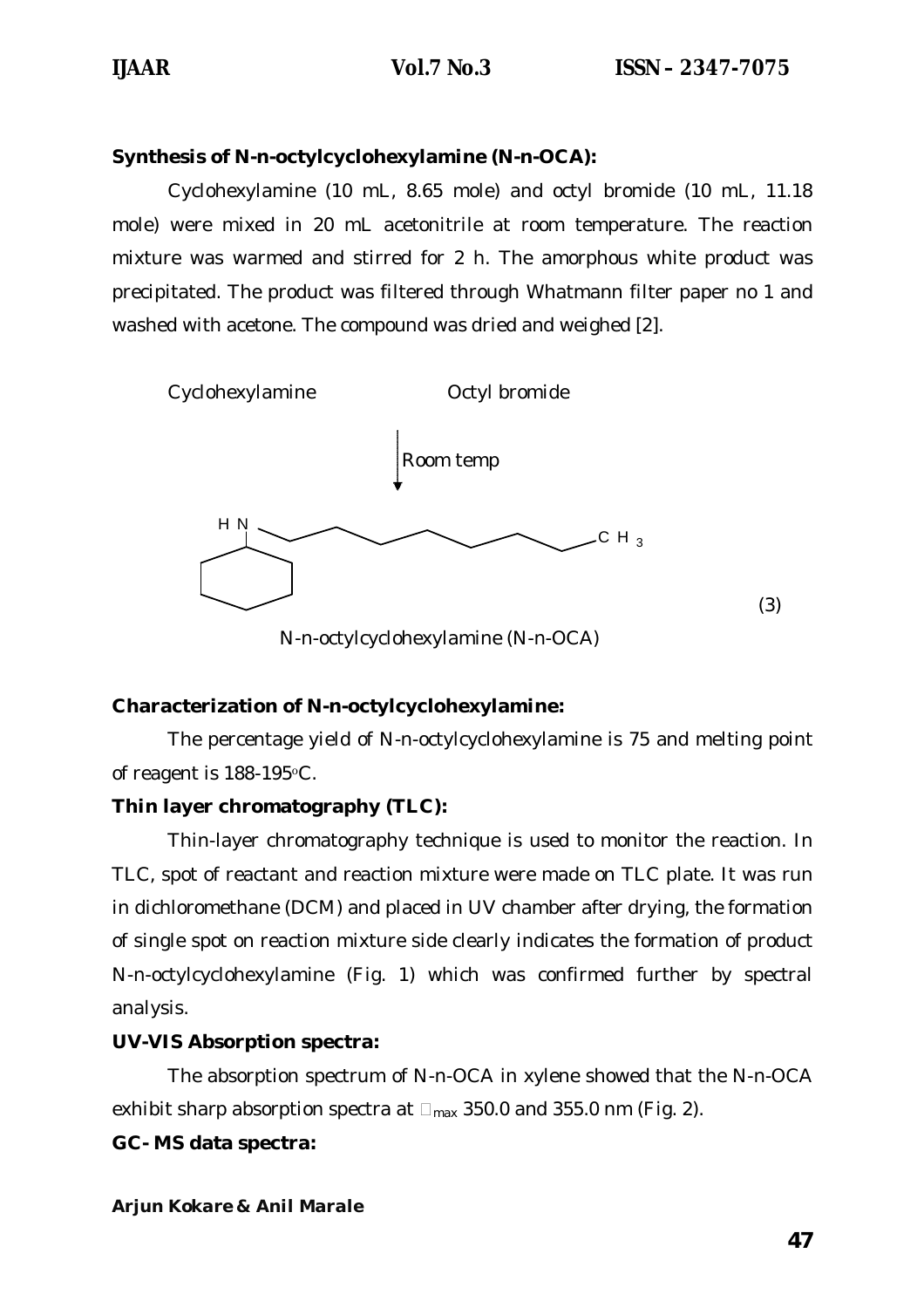**Synthesis of N-n-octylcyclohexylamine (N-n-OCA):**

Cyclohexylamine (10 mL, 8.65 mole) and octyl bromide (10 mL, 11.18 mole) were mixed in 20 mL acetonitrile at room temperature. The reaction mixture was warmed and stirred for 2 h. The amorphous white product was precipitated. The product was filtered through Whatmann filter paper no 1 and washed with acetone. The compound was dried and weighed [2].

Cyclohexylamine          Octyl bromide

Room temp

HN        CH$_3$

(3)

N-n-octylcyclohexylamine (N-n-OCA)

**Characterization of N-n-octylcyclohexylamine:**

The percentage yield of N-n-octylcyclohexylamine is 75 and melting point of reagent is 188-195$^{o}$C.

**Thin layer chromatography (TLC):**

Thin-layer chromatography technique is used to monitor the reaction. In TLC, spot of reactant and reaction mixture were made on TLC plate. It was run in dichloromethane (DCM) and placed in UV chamber after drying, the formation of single spot on reaction mixture side clearly indicates the formation of product N-n-octylcyclohexylamine (Fig. 1) which was confirmed further by spectral analysis.

**UV-VIS Absorption spectra:**

The absorption spectrum of N-n-OCA in xylene showed that the N-n-OCA exhibit sharp absorption spectra at $\lambda_{max}$ 350.0 and 355.0 nm (Fig. 2).

**GC- MS data spectra:**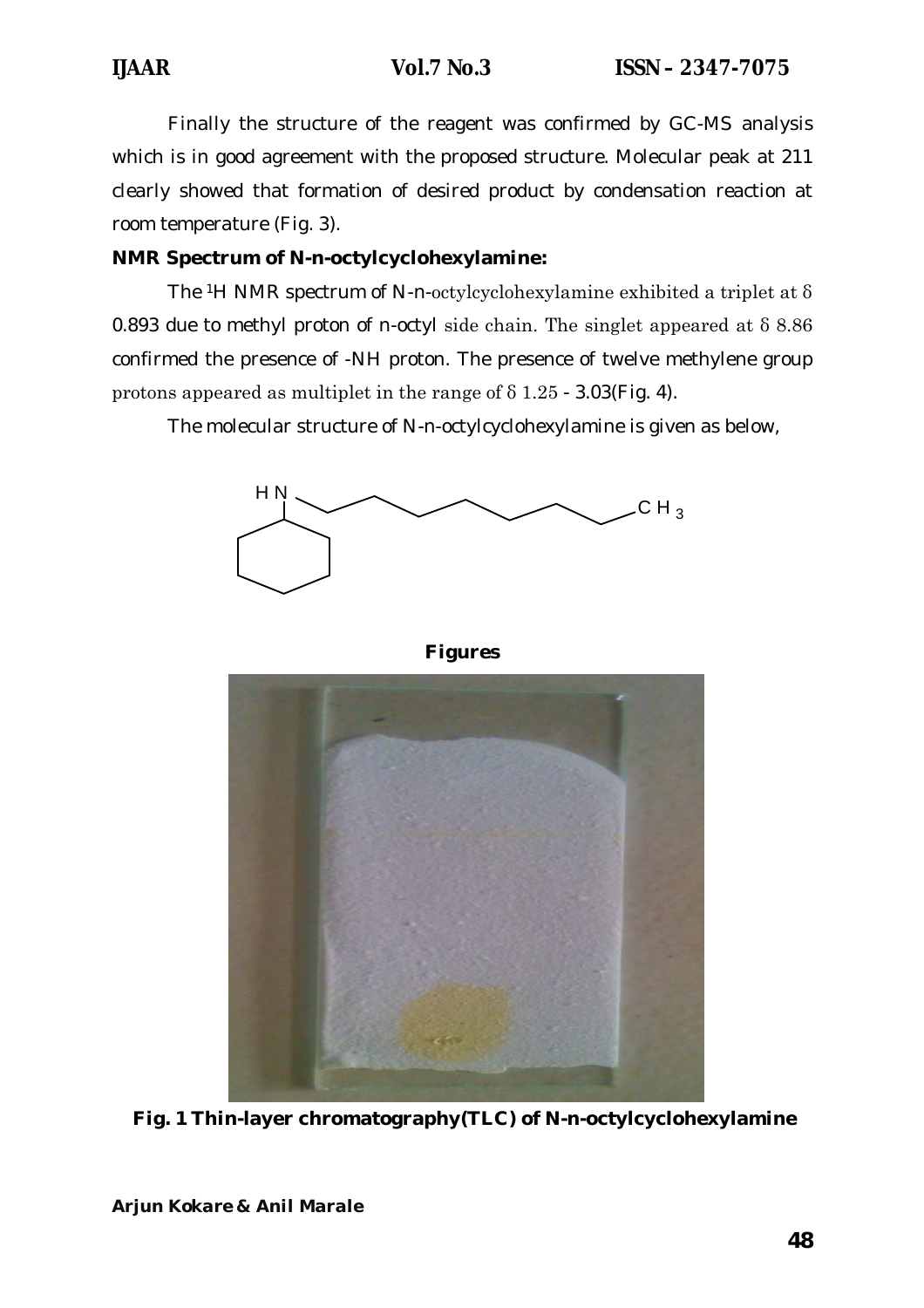Finally the structure of the reagent was confirmed by GC-MS analysis which is in good agreement with the proposed structure. Molecular peak at 211 clearly showed that formation of desired product by condensation reaction at room temperature (Fig. 3).

**NMR Spectrum of N-n-octylcyclohexylamine:**

The $^1H$ NMR spectrum of N-n-octylcyclohexylamine exhibited a triplet at $\delta$ 0.893 due to methyl proton of n-octyl side chain. The singlet appeared at $\delta$ 8.86 confirmed the presence of -NH proton. The presence of twelve methylene group protons appeared as multiplet in the range of $\delta$ 1.25 - 3.03(Fig. 4).

The molecular structure of N-n-octylcyclohexylamine is given as below,

**Figures**

**Fig. 1 Thin-layer chromatography(TLC) of N-n-octylcyclohexylamine**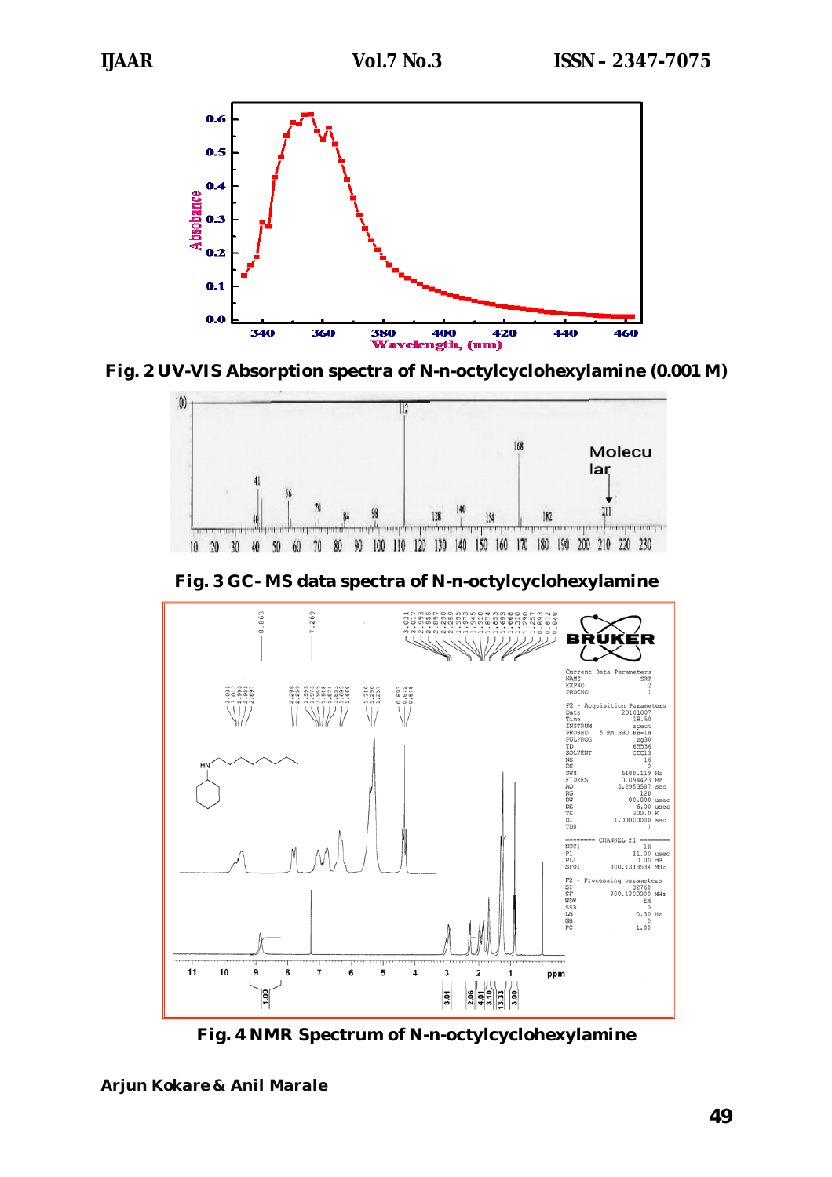Fig. 2 UV-VIS Absorption spectra of N-n-octylcyclohexylamine (0.001 M)

Fig. 3 GC- MS data spectra of N-n-octylcyclohexylamine

Fig. 4 NMR Spectrum of N-n-octylcyclohexylamine

Arjun Kokare & Anil Marale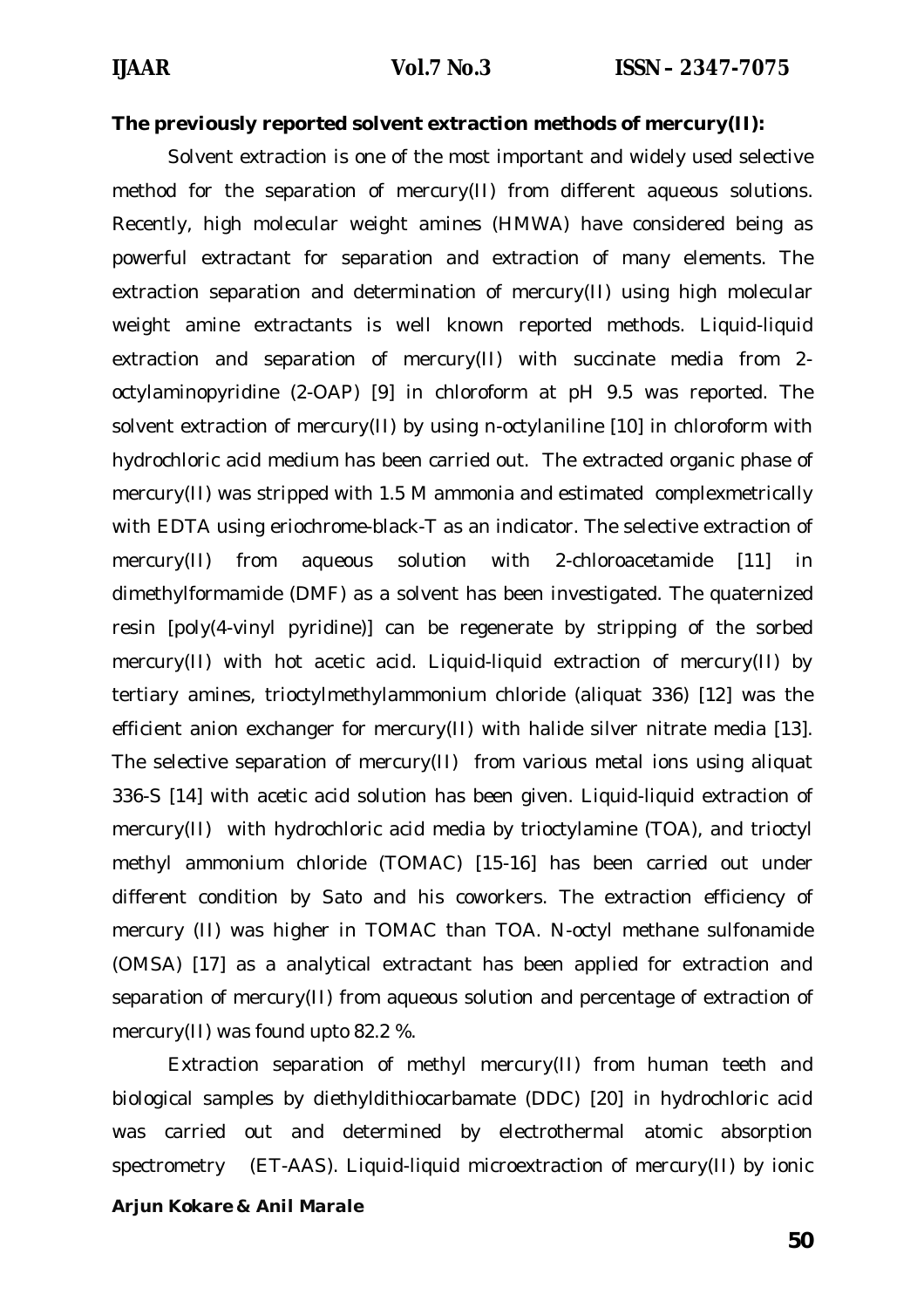**The previously reported solvent extraction methods of mercury(II):**

Solvent extraction is one of the most important and widely used selective method for the separation of mercury(II) from different aqueous solutions. Recently, high molecular weight amines (HMWA) have considered being as powerful extractant for separation and extraction of many elements. The extraction separation and determination of mercury(II) using high molecular weight amine extractants is well known reported methods. Liquid-liquid extraction and separation of mercury(II) with succinate media from 2-octylaminopyridine (2-OAP) [9] in chloroform at pH 9.5 was reported. The solvent extraction of mercury(II) by using n-octylaniline [10] in chloroform with hydrochloric acid medium has been carried out. The extracted organic phase of mercury(II) was stripped with 1.5 M ammonia and estimated complexmetrically with EDTA using eriochrome-black-T as an indicator. The selective extraction of mercury(II) from aqueous solution with 2-chloroacetamide [11] in dimethylformamide (DMF) as a solvent has been investigated. The quaternized resin [poly(4-vinyl pyridine)] can be regenerate by stripping of the sorbed mercury(II) with hot acetic acid. Liquid-liquid extraction of mercury(II) by tertiary amines, trioctylmethylammonium chloride (aliquat 336) [12] was the efficient anion exchanger for mercury(II) with halide silver nitrate media [13]. The selective separation of mercury(II) from various metal ions using aliquat 336-S [14] with acetic acid solution has been given. Liquid-liquid extraction of mercury(II) with hydrochloric acid media by trioctylamine (TOA), and trioctyl methyl ammonium chloride (TOMAC) [15-16] has been carried out under different condition by Sato and his coworkers. The extraction efficiency of mercury (II) was higher in TOMAC than TOA. N-octyl methane sulfonamide (OMSA) [17] as a analytical extractant has been applied for extraction and separation of mercury(II) from aqueous solution and percentage of extraction of mercury(II) was found upto 82.2 %.

Extraction separation of methyl mercury(II) from human teeth and biological samples by diethyldithiocarbamate (DDC) [20] in hydrochloric acid was carried out and determined by electrothermal atomic absorption spectrometry (ET-AAS). Liquid-liquid microextraction of mercury(II) by ionic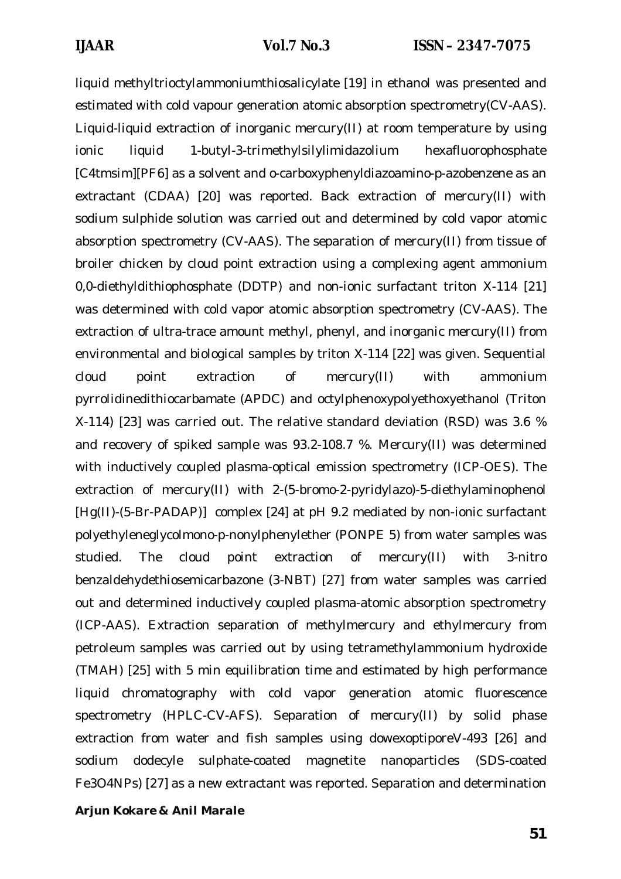liquid methyltrioctylammoniumthiosalicylate [19] in ethanol was presented and estimated with cold vapour generation atomic absorption spectrometry(CV-AAS). Liquid-liquid extraction of inorganic mercury(II) at room temperature by using ionic liquid 1-butyl-3-trimethylsilylimidazolium hexafluorophosphate [C4tmsim][PF6] as a solvent and o-carboxyphenyldiazoamino-p-azobenzene as an extractant (CDAA) [20] was reported. Back extraction of mercury(II) with sodium sulphide solution was carried out and determined by cold vapor atomic absorption spectrometry (CV-AAS). The separation of mercury(II) from tissue of broiler chicken by cloud point extraction using a complexing agent ammonium 0,0-diethyldithiophosphate (DDTP) and non-ionic surfactant triton X-114 [21] was determined with cold vapor atomic absorption spectrometry (CV-AAS). The extraction of ultra-trace amount methyl, phenyl, and inorganic mercury(II) from environmental and biological samples by triton X-114 [22] was given. Sequential cloud point extraction of mercury(II) with ammonium pyrrolidinedithiocarbamate (APDC) and octylphenoxypolyethoxyethanol (Triton X-114) [23] was carried out. The relative standard deviation (RSD) was 3.6 % and recovery of spiked sample was 93.2-108.7 %. Mercury(II) was determined with inductively coupled plasma-optical emission spectrometry (ICP-OES). The extraction of mercury(II) with 2-(5-bromo-2-pyridylazo)-5-diethylaminophenol [Hg(II)-(5-Br-PADAP)] complex [24] at pH 9.2 mediated by non-ionic surfactant polyethyleneglycolmono-p-nonylphenylether (PONPE 5) from water samples was studied. The cloud point extraction of mercury(II) with 3-nitro benzaldehydethiosemicarbazone (3-NBT) [27] from water samples was carried out and determined inductively coupled plasma-atomic absorption spectrometry (ICP-AAS). Extraction separation of methylmercury and ethylmercury from petroleum samples was carried out by using tetramethylammonium hydroxide (TMAH) [25] with 5 min equilibration time and estimated by high performance liquid chromatography with cold vapor generation atomic fluorescence spectrometry (HPLC-CV-AFS). Separation of mercury(II) by solid phase extraction from water and fish samples using dowexoptiporeV-493 [26] and sodium dodecyle sulphate-coated magnetite nanoparticles (SDS-coated $Fe_3O_4$NPs) [27] as a new extractant was reported. Separation and determination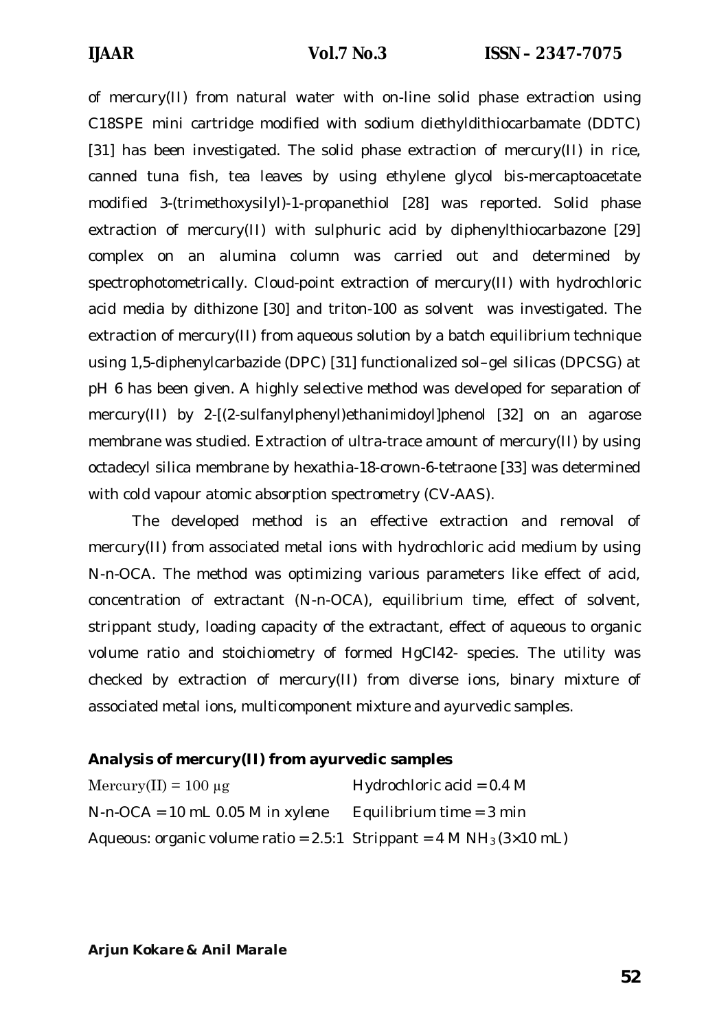of mercury(II) from natural water with on-line solid phase extraction using C18SPE mini cartridge modified with sodium diethyldithiocarbamate (DDTC) [31] has been investigated. The solid phase extraction of mercury(II) in rice, canned tuna fish, tea leaves by using ethylene glycol bis-mercaptoacetate modified 3-(trimethoxysilyl)-1-propanethiol [28] was reported. Solid phase extraction of mercury(II) with sulphuric acid by diphenylthiocarbazone [29] complex on an alumina column was carried out and determined by spectrophotometrically. Cloud-point extraction of mercury(II) with hydrochloric acid media by dithizone [30] and triton-100 as solvent was investigated. The extraction of mercury(II) from aqueous solution by a batch equilibrium technique using 1,5-diphenylcarbazide (DPC) [31] functionalized sol–gel silicas (DPCSG) at pH 6 has been given. A highly selective method was developed for separation of mercury(II) by 2-[(2-sulfanylphenyl)ethanimidoyl]phenol [32] on an agarose membrane was studied. Extraction of ultra-trace amount of mercury(II) by using octadecyl silica membrane by hexathia-18-crown-6-tetraone [33] was determined with cold vapour atomic absorption spectrometry (CV-AAS).

The developed method is an effective extraction and removal of mercury(II) from associated metal ions with hydrochloric acid medium by using N-n-OCA. The method was optimizing various parameters like effect of acid, concentration of extractant (N-n-OCA), equilibrium time, effect of solvent, strippant study, loading capacity of the extractant, effect of aqueous to organic volume ratio and stoichiometry of formed $HgCl_4^{2-}$ species. The utility was checked by extraction of mercury(II) from diverse ions, binary mixture of associated metal ions, multicomponent mixture and ayurvedic samples.

**Analysis of mercury(II) from ayurvedic samples**

Mercury(II) = 100 μg — Hydrochloric acid = 0.4 M

N-n-OCA = 10 mL 0.05 M in xylene — Equilibrium time = 3 min

Aqueous: organic volume ratio = 2.5:1 — Strippant = 4 M $NH_3$ (3×10 mL)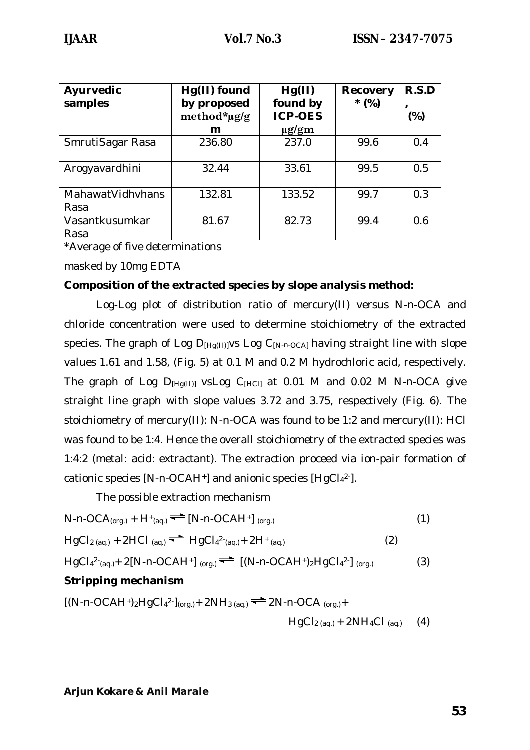| Ayurvedic samples | Hg(II) found by proposed method*µg/gm | Hg(II) found by ICP-OES µg/gm | Recovery * (%) | R.S.D, (%) |
|---|---|---|---|---|
| SmrutiSagar Rasa | 236.80 | 237.0 | 99.6 | 0.4 |
| Arogyavardhini | 32.44 | 33.61 | 99.5 | 0.5 |
| MahawatVidhvhans Rasa | 132.81 | 133.52 | 99.7 | 0.3 |
| Vasantkusumkar Rasa | 81.67 | 82.73 | 99.4 | 0.6 |

*Average of five determinations

masked by 10mg EDTA

**Composition of the extracted species by slope analysis method:**

Log-Log plot of distribution ratio of mercury(II) versus N-n-OCA and chloride concentration were used to determine stoichiometry of the extracted species. The graph of Log $D_{[Hg(II)]}$vs Log $C_{[N\text{-}n\text{-}OCA]}$ having straight line with slope values 1.61 and 1.58, (Fig. 5) at 0.1 M and 0.2 M hydrochloric acid, respectively. The graph of Log $D_{[Hg(II)]}$ vsLog $C_{[HCl]}$ at 0.01 M and 0.02 M N-n-OCA give straight line graph with slope values 3.72 and 3.75, respectively (Fig. 6). The stoichiometry of mercury(II): N-n-OCA was found to be 1:2 and mercury(II): HCl was found to be 1:4. Hence the overall stoichiometry of the extracted species was 1:4:2 (metal: acid: extractant). The extraction proceed via ion-pair formation of cationic species [N-n-OCAH$^{+}$] and anionic species [$HgCl_4^{2-}$].

The possible extraction mechanism

$$\text{N-n-OCA}_{(org.)} + H^{+}_{(aq.)} \rightleftharpoons [\text{N-n-OCAH}^{+}]_{(org.)} \quad (1)$$

$$HgCl_{2\,(aq.)} + 2HCl_{\,(aq.)} \rightleftharpoons HgCl_4^{2-}{}_{(aq.)} + 2H^{+}{}_{(aq.)} \quad (2)$$

$$HgCl_4^{2-}{}_{(aq.)} + 2[\text{N-n-OCAH}^{+}]_{(org.)} \rightleftharpoons [(\text{N-n-OCAH}^{+})_2HgCl_4^{2-}]_{(org.)} \quad (3)$$

**Stripping mechanism**

$$[(\text{N-n-OCAH}^{+})_2HgCl_4^{2-}]_{(org.)} + 2NH_{3\,(aq.)} \rightleftharpoons 2\text{N-n-OCA}_{\,(org.)} + HgCl_{2\,(aq.)} + 2NH_4Cl_{\,(aq.)} \quad (4)$$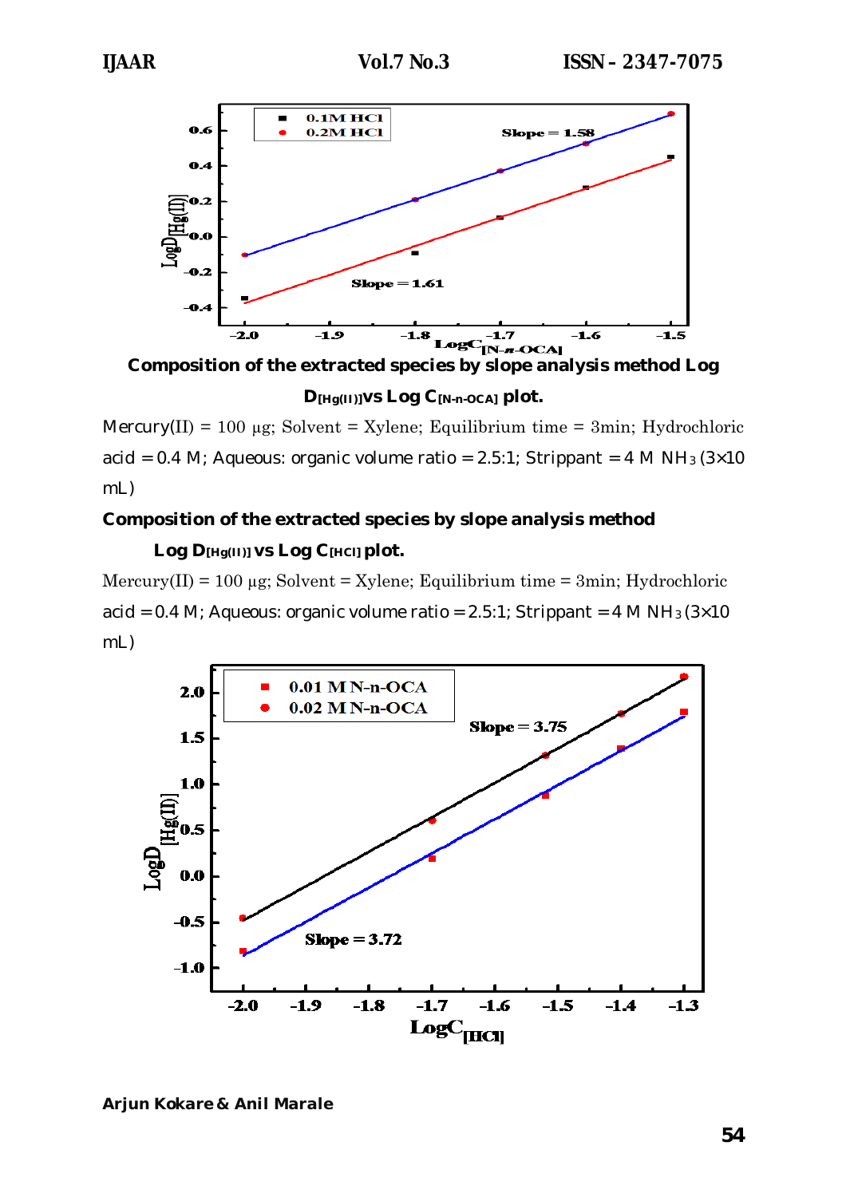**Composition of the extracted species by slope analysis method Log $D_{[Hg(II)]}$ vs Log $C_{[N\text{-}n\text{-}OCA]}$ plot.**

Mercury(II) = 100 μg; Solvent = Xylene; Equilibrium time = 3min; Hydrochloric acid = 0.4 M; Aqueous: organic volume ratio = 2.5:1; Strippant = 4 M $NH_3$ (3×10 mL)

**Composition of the extracted species by slope analysis method**

**Log $D_{[Hg(II)]}$ vs Log $C_{[HCl]}$ plot.**

Mercury(II) = 100 μg; Solvent = Xylene; Equilibrium time = 3min; Hydrochloric acid = 0.4 M; Aqueous: organic volume ratio = 2.5:1; Strippant = 4 M $NH_3$ (3×10 mL)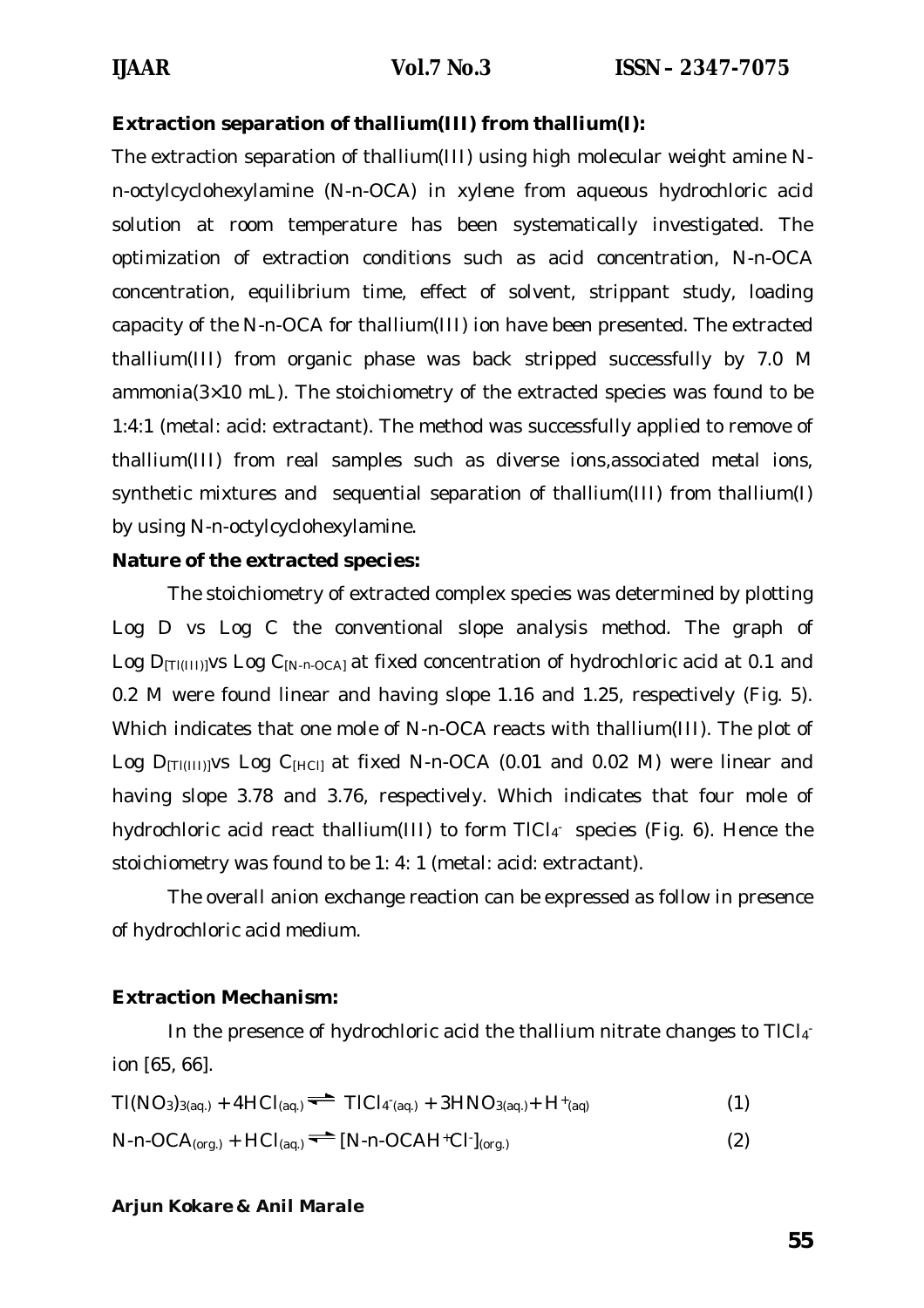**Extraction separation of thallium(III) from thallium(I):**

The extraction separation of thallium(III) using high molecular weight amine N-n-octylcyclohexylamine (N-n-OCA) in xylene from aqueous hydrochloric acid solution at room temperature has been systematically investigated. The optimization of extraction conditions such as acid concentration, N-n-OCA concentration, equilibrium time, effect of solvent, strippant study, loading capacity of the N-n-OCA for thallium(III) ion have been presented. The extracted thallium(III) from organic phase was back stripped successfully by 7.0 M ammonia(3×10 mL). The stoichiometry of the extracted species was found to be 1:4:1 (metal: acid: extractant). The method was successfully applied to remove of thallium(III) from real samples such as diverse ions,associated metal ions, synthetic mixtures and sequential separation of thallium(III) from thallium(I) by using N-n-octylcyclohexylamine.

**Nature of the extracted species:**

The stoichiometry of extracted complex species was determined by plotting Log D vs Log C the conventional slope analysis method. The graph of Log $D_{[Tl(III)]}$vs Log $C_{[N\text{-}n\text{-}OCA]}$ at fixed concentration of hydrochloric acid at 0.1 and 0.2 M were found linear and having slope 1.16 and 1.25, respectively (Fig. 5). Which indicates that one mole of N-n-OCA reacts with thallium(III). The plot of Log $D_{[Tl(III)]}$vs Log $C_{[HCl]}$ at fixed N-n-OCA (0.01 and 0.02 M) were linear and having slope 3.78 and 3.76, respectively. Which indicates that four mole of hydrochloric acid react thallium(III) to form $TlCl_4^-$ species (Fig. 6). Hence the stoichiometry was found to be 1: 4: 1 (metal: acid: extractant).

The overall anion exchange reaction can be expressed as follow in presence of hydrochloric acid medium.

**Extraction Mechanism:**

In the presence of hydrochloric acid the thallium nitrate changes to $TlCl_4^-$ ion [65, 66].

$$Tl(NO_3)_{3(aq.)} + 4HCl_{(aq.)} \rightleftharpoons TlCl^-_{4(aq.)} + 3HNO_{3(aq.)} + H^+_{(aq)} \quad (1)$$

$$N\text{-}n\text{-}OCA_{(org.)} + HCl_{(aq.)} \rightleftharpoons [N\text{-}n\text{-}OCAH^+Cl^-]_{(org.)} \quad (2)$$

**Arjun Kokare & Anil Marale**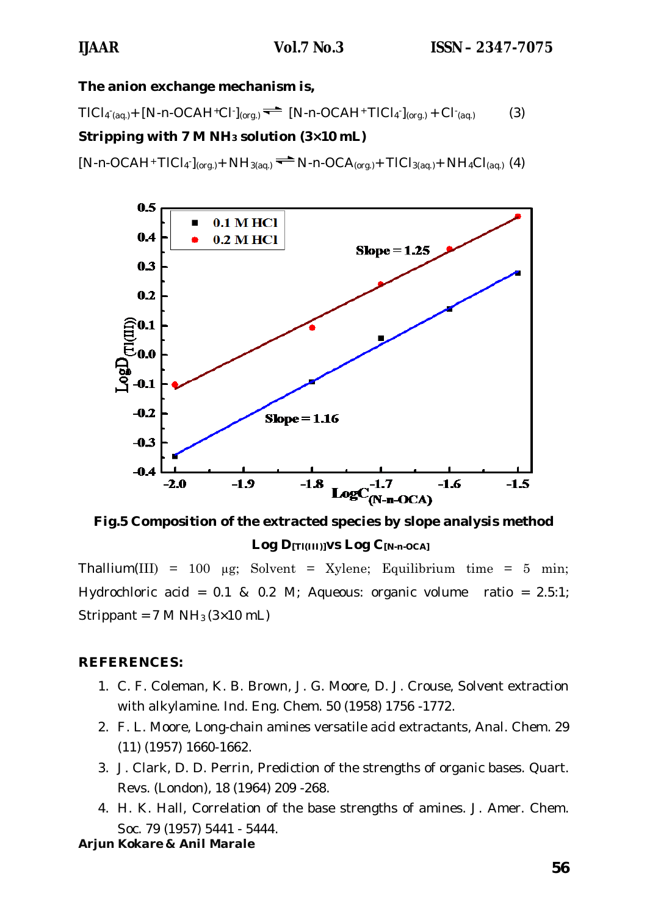**The anion exchange mechanism is,**

$$TlCl_4^-{}_{(aq.)} + [N\text{-}n\text{-}OCAH^+Cl^-]_{(org.)} \rightleftharpoons [N\text{-}n\text{-}OCAH^+TlCl_4^-]_{(org.)} + Cl^-{}_{(aq.)} \quad (3)$$

**Stripping with 7 M $NH_3$ solution (3×10 mL)**

$$[N\text{-}n\text{-}OCAH^+TlCl_4^-]_{(org.)} + NH_{3(aq.)} \rightleftharpoons N\text{-}n\text{-}OCA_{(org.)} + TlCl_{3(aq.)} + NH_4Cl_{(aq.)} \quad (4)$$

**Fig.5 Composition of the extracted species by slope analysis method Log $D_{[Tl(III)]}$ vs Log $C_{[N\text{-}n\text{-}OCA]}$**

Thallium(III) = 100 µg; Solvent = Xylene; Equilibrium time = 5 min; Hydrochloric acid = 0.1 & 0.2 M; Aqueous: organic volume ratio = 2.5:1; Strippant = 7 M $NH_3$ (3×10 mL)

## REFERENCES:

1. C. F. Coleman, K. B. Brown, J. G. Moore, D. J. Crouse, Solvent extraction with alkylamine. Ind. Eng. Chem. 50 (1958) 1756 -1772.
2. F. L. Moore, Long-chain amines versatile acid extractants, Anal. Chem. 29 (11) (1957) 1660-1662.
3. J. Clark, D. D. Perrin, Prediction of the strengths of organic bases. Quart. Revs. (London), 18 (1964) 209 -268.
4. H. K. Hall, Correlation of the base strengths of amines. J. Amer. Chem. Soc. 79 (1957) 5441 - 5444.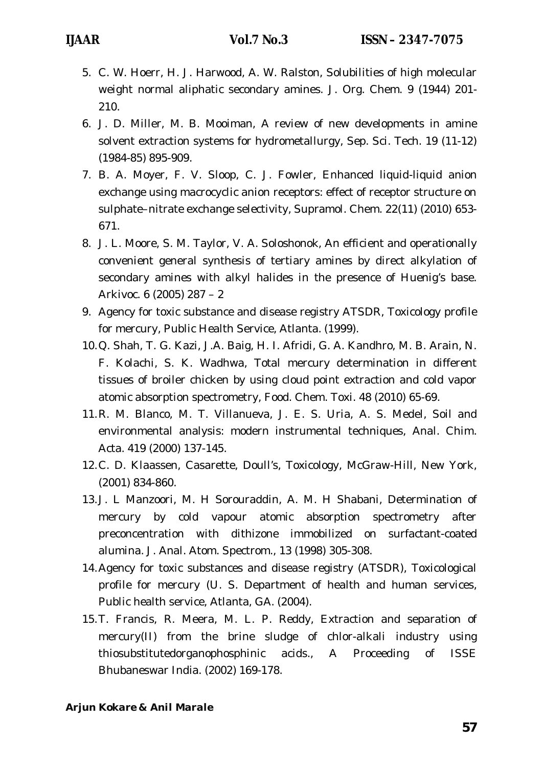5. C. W. Hoerr, H. J. Harwood, A. W. Ralston, Solubilities of high molecular weight normal aliphatic secondary amines. J. Org. Chem. 9 (1944) 201-210.
6. J. D. Miller, M. B. Mooiman, A review of new developments in amine solvent extraction systems for hydrometallurgy, Sep. Sci. Tech. 19 (11-12) (1984-85) 895-909.
7. B. A. Moyer, F. V. Sloop, C. J. Fowler, Enhanced liquid-liquid anion exchange using macrocyclic anion receptors: effect of receptor structure on sulphate–nitrate exchange selectivity, Supramol. Chem. 22(11) (2010) 653-671.
8. J. L. Moore, S. M. Taylor, V. A. Soloshonok, An efficient and operationally convenient general synthesis of tertiary amines by direct alkylation of secondary amines with alkyl halides in the presence of Huenig's base. Arkivoc. 6 (2005) 287 – 2
9. Agency for toxic substance and disease registry ATSDR, Toxicology profile for mercury, Public Health Service, Atlanta. (1999).
10. Q. Shah, T. G. Kazi, J.A. Baig, H. I. Afridi, G. A. Kandhro, M. B. Arain, N. F. Kolachi, S. K. Wadhwa, Total mercury determination in different tissues of broiler chicken by using cloud point extraction and cold vapor atomic absorption spectrometry, Food. Chem. Toxi. 48 (2010) 65-69.
11. R. M. Blanco, M. T. Villanueva, J. E. S. Uria, A. S. Medel, Soil and environmental analysis: modern instrumental techniques, Anal. Chim. Acta. 419 (2000) 137-145.
12. C. D. Klaassen, Casarette, Doull's, Toxicology, McGraw-Hill, New York, (2001) 834-860.
13. J. L Manzoori, M. H Sorouraddin, A. M. H Shabani, Determination of mercury by cold vapour atomic absorption spectrometry after preconcentration with dithizone immobilized on surfactant-coated alumina. J. Anal. Atom. Spectrom., 13 (1998) 305-308.
14. Agency for toxic substances and disease registry (ATSDR), Toxicological profile for mercury (U. S. Department of health and human services, Public health service, Atlanta, GA. (2004).
15. T. Francis, R. Meera, M. L. P. Reddy, Extraction and separation of mercury(II) from the brine sludge of chlor-alkali industry using thiosubstitutedorganophosphinic acids., A Proceeding of ISSE Bhubaneswar India. (2002) 169-178.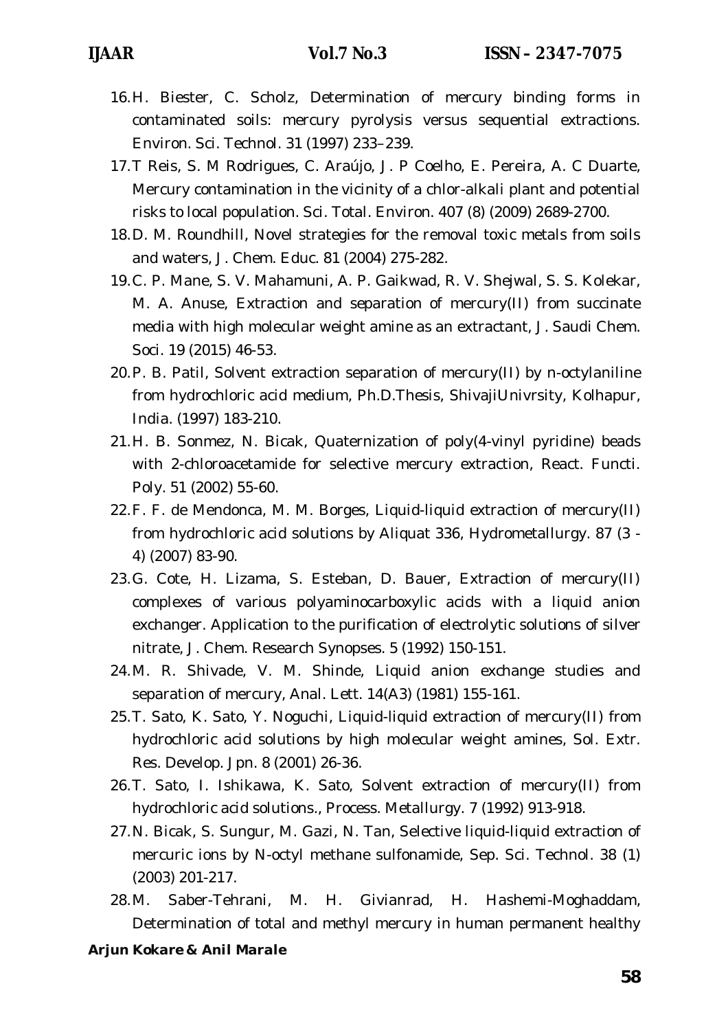16. H. Biester, C. Scholz, Determination of mercury binding forms in contaminated soils: mercury pyrolysis versus sequential extractions. Environ. Sci. Technol. 31 (1997) 233–239.
17. T Reis, S. M Rodrigues, C. Araújo, J. P Coelho, E. Pereira, A. C Duarte, Mercury contamination in the vicinity of a chlor-alkali plant and potential risks to local population. Sci. Total. Environ. 407 (8) (2009) 2689-2700.
18. D. M. Roundhill, Novel strategies for the removal toxic metals from soils and waters, J. Chem. Educ. 81 (2004) 275-282.
19. C. P. Mane, S. V. Mahamuni, A. P. Gaikwad, R. V. Shejwal, S. S. Kolekar, M. A. Anuse, Extraction and separation of mercury(II) from succinate media with high molecular weight amine as an extractant, J. Saudi Chem. Soci. 19 (2015) 46-53.
20. P. B. Patil, Solvent extraction separation of mercury(II) by n-octylaniline from hydrochloric acid medium, Ph.D.Thesis, ShivajiUnivrsity, Kolhapur, India. (1997) 183-210.
21. H. B. Sonmez, N. Bicak, Quaternization of poly(4-vinyl pyridine) beads with 2-chloroacetamide for selective mercury extraction, React. Functi. Poly. 51 (2002) 55-60.
22. F. F. de Mendonca, M. M. Borges, Liquid-liquid extraction of mercury(II) from hydrochloric acid solutions by Aliquat 336, Hydrometallurgy. 87 (3 - 4) (2007) 83-90.
23. G. Cote, H. Lizama, S. Esteban, D. Bauer, Extraction of mercury(II) complexes of various polyaminocarboxylic acids with a liquid anion exchanger. Application to the purification of electrolytic solutions of silver nitrate, J. Chem. Research Synopses. 5 (1992) 150-151.
24. M. R. Shivade, V. M. Shinde, Liquid anion exchange studies and separation of mercury, Anal. Lett. 14(A3) (1981) 155-161.
25. T. Sato, K. Sato, Y. Noguchi, Liquid-liquid extraction of mercury(II) from hydrochloric acid solutions by high molecular weight amines, Sol. Extr. Res. Develop. Jpn. 8 (2001) 26-36.
26. T. Sato, I. Ishikawa, K. Sato, Solvent extraction of mercury(II) from hydrochloric acid solutions., Process. Metallurgy. 7 (1992) 913-918.
27. N. Bicak, S. Sungur, M. Gazi, N. Tan, Selective liquid-liquid extraction of mercuric ions by N-octyl methane sulfonamide, Sep. Sci. Technol. 38 (1) (2003) 201-217.
28. M. Saber-Tehrani, M. H. Givianrad, H. Hashemi-Moghaddam, Determination of total and methyl mercury in human permanent healthy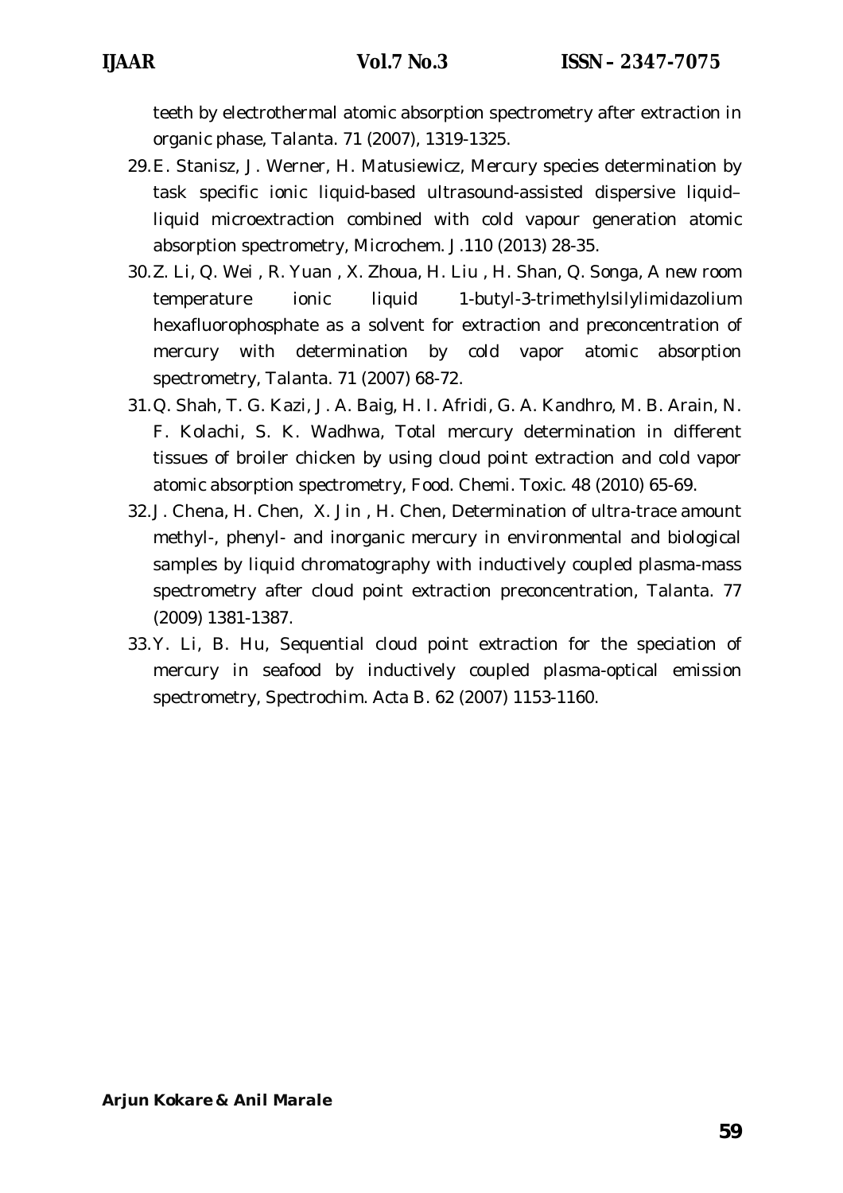teeth by electrothermal atomic absorption spectrometry after extraction in organic phase, Talanta. 71 (2007), 1319-1325.

29. E. Stanisz, J. Werner, H. Matusiewicz, Mercury species determination by task specific ionic liquid-based ultrasound-assisted dispersive liquid–liquid microextraction combined with cold vapour generation atomic absorption spectrometry, Microchem. J.110 (2013) 28-35.
30. Z. Li, Q. Wei , R. Yuan , X. Zhoua, H. Liu , H. Shan, Q. Songa, A new room temperature ionic liquid 1-butyl-3-trimethylsilylimidazolium hexafluorophosphate as a solvent for extraction and preconcentration of mercury with determination by cold vapor atomic absorption spectrometry, Talanta. 71 (2007) 68-72.
31. Q. Shah, T. G. Kazi, J. A. Baig, H. I. Afridi, G. A. Kandhro, M. B. Arain, N. F. Kolachi, S. K. Wadhwa, Total mercury determination in different tissues of broiler chicken by using cloud point extraction and cold vapor atomic absorption spectrometry, Food. Chemi. Toxic. 48 (2010) 65-69.
32. J. Chena, H. Chen, X. Jin , H. Chen, Determination of ultra-trace amount methyl-, phenyl- and inorganic mercury in environmental and biological samples by liquid chromatography with inductively coupled plasma-mass spectrometry after cloud point extraction preconcentration, Talanta. 77 (2009) 1381-1387.
33. Y. Li, B. Hu, Sequential cloud point extraction for the speciation of mercury in seafood by inductively coupled plasma-optical emission spectrometry, Spectrochim. Acta B. 62 (2007) 1153-1160.